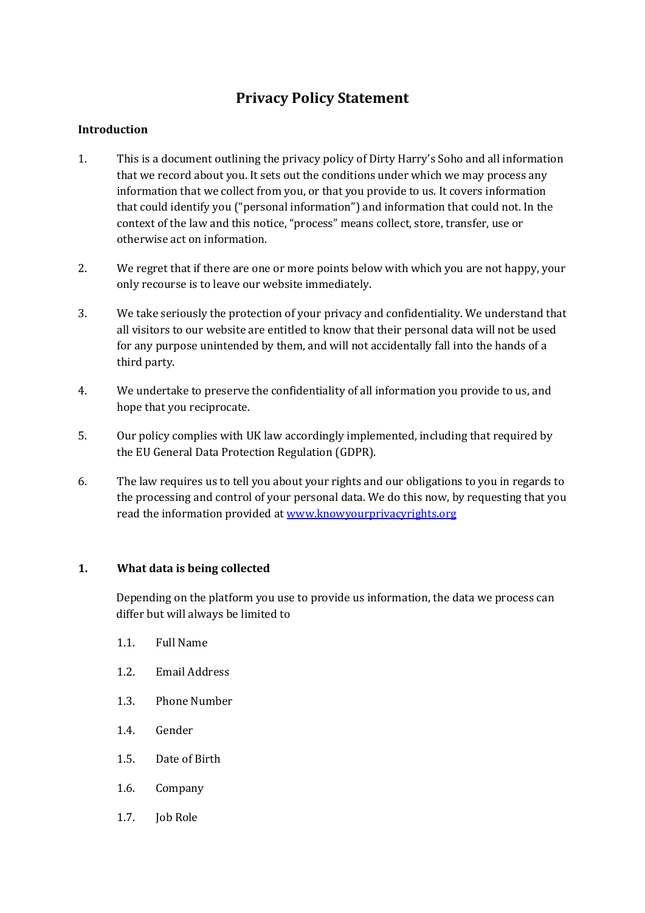# Privacy Policy Statement

**Introduction**

1. This is a document outlining the privacy policy of Dirty Harry's Soho and all information that we record about you. It sets out the conditions under which we may process any information that we collect from you, or that you provide to us. It covers information that could identify you ("personal information") and information that could not. In the context of the law and this notice, "process" means collect, store, transfer, use or otherwise act on information.

2. We regret that if there are one or more points below with which you are not happy, your only recourse is to leave our website immediately.

3. We take seriously the protection of your privacy and confidentiality. We understand that all visitors to our website are entitled to know that their personal data will not be used for any purpose unintended by them, and will not accidentally fall into the hands of a third party.

4. We undertake to preserve the confidentiality of all information you provide to us, and hope that you reciprocate.

5. Our policy complies with UK law accordingly implemented, including that required by the EU General Data Protection Regulation (GDPR).

6. The law requires us to tell you about your rights and our obligations to you in regards to the processing and control of your personal data. We do this now, by requesting that you read the information provided at [www.knowyourprivacyrights.org](http://www.knowyourprivacyrights.org)

## 1. What data is being collected

Depending on the platform you use to provide us information, the data we process can differ but will always be limited to

- 1.1. Full Name
- 1.2. Email Address
- 1.3. Phone Number
- 1.4. Gender
- 1.5. Date of Birth
- 1.6. Company
- 1.7. Job Role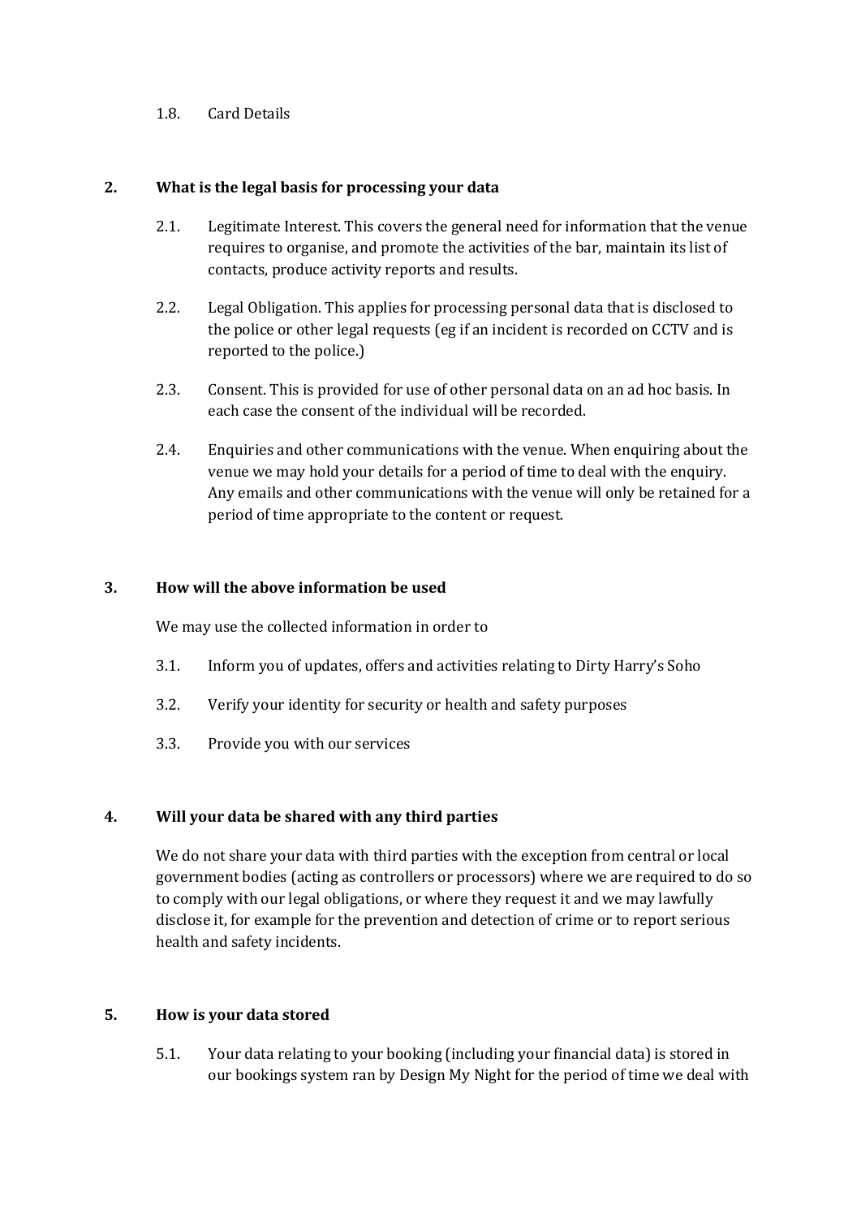1.8. Card Details

## 2. What is the legal basis for processing your data

2.1. Legitimate Interest. This covers the general need for information that the venue requires to organise, and promote the activities of the bar, maintain its list of contacts, produce activity reports and results.

2.2. Legal Obligation. This applies for processing personal data that is disclosed to the police or other legal requests (eg if an incident is recorded on CCTV and is reported to the police.)

2.3. Consent. This is provided for use of other personal data on an ad hoc basis. In each case the consent of the individual will be recorded.

2.4. Enquiries and other communications with the venue. When enquiring about the venue we may hold your details for a period of time to deal with the enquiry. Any emails and other communications with the venue will only be retained for a period of time appropriate to the content or request.

## 3. How will the above information be used

We may use the collected information in order to

3.1. Inform you of updates, offers and activities relating to Dirty Harry's Soho

3.2. Verify your identity for security or health and safety purposes

3.3. Provide you with our services

## 4. Will your data be shared with any third parties

We do not share your data with third parties with the exception from central or local government bodies (acting as controllers or processors) where we are required to do so to comply with our legal obligations, or where they request it and we may lawfully disclose it, for example for the prevention and detection of crime or to report serious health and safety incidents.

## 5. How is your data stored

5.1. Your data relating to your booking (including your financial data) is stored in our bookings system ran by Design My Night for the period of time we deal with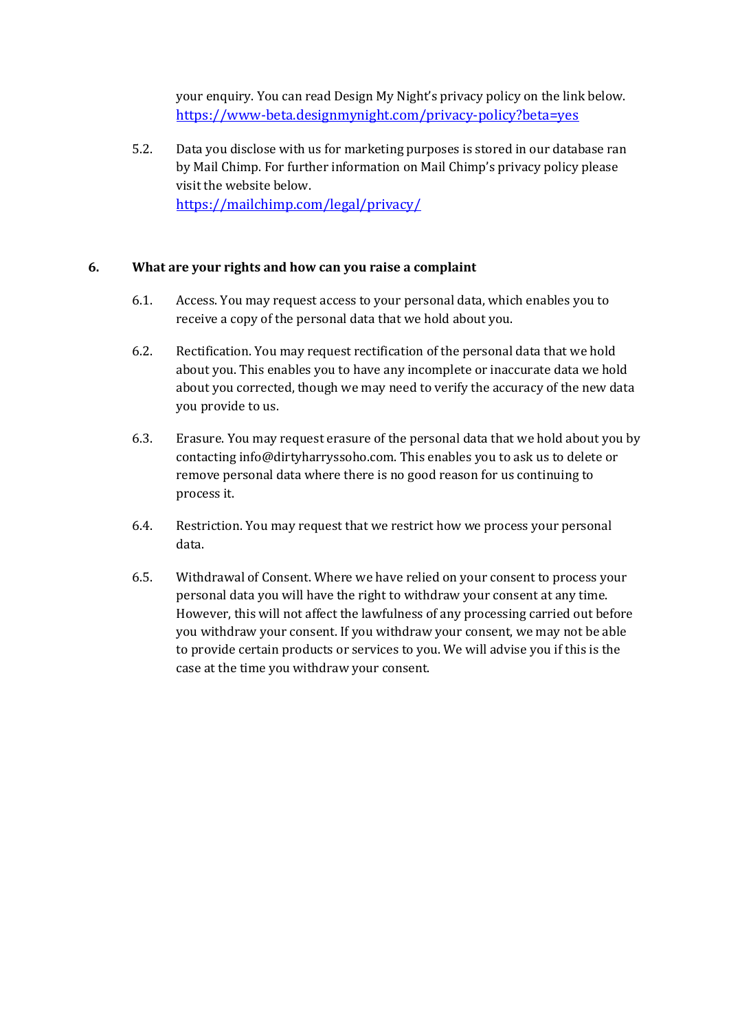your enquiry. You can read Design My Night's privacy policy on the link below. https://www-beta.designmynight.com/privacy-policy?beta=yes

5.2. Data you disclose with us for marketing purposes is stored in our database ran by Mail Chimp. For further information on Mail Chimp's privacy policy please visit the website below. https://mailchimp.com/legal/privacy/

## 6. What are your rights and how can you raise a complaint

6.1. Access. You may request access to your personal data, which enables you to receive a copy of the personal data that we hold about you.

6.2. Rectification. You may request rectification of the personal data that we hold about you. This enables you to have any incomplete or inaccurate data we hold about you corrected, though we may need to verify the accuracy of the new data you provide to us.

6.3. Erasure. You may request erasure of the personal data that we hold about you by contacting info@dirtyharryssoho.com. This enables you to ask us to delete or remove personal data where there is no good reason for us continuing to process it.

6.4. Restriction. You may request that we restrict how we process your personal data.

6.5. Withdrawal of Consent. Where we have relied on your consent to process your personal data you will have the right to withdraw your consent at any time. However, this will not affect the lawfulness of any processing carried out before you withdraw your consent. If you withdraw your consent, we may not be able to provide certain products or services to you. We will advise you if this is the case at the time you withdraw your consent.